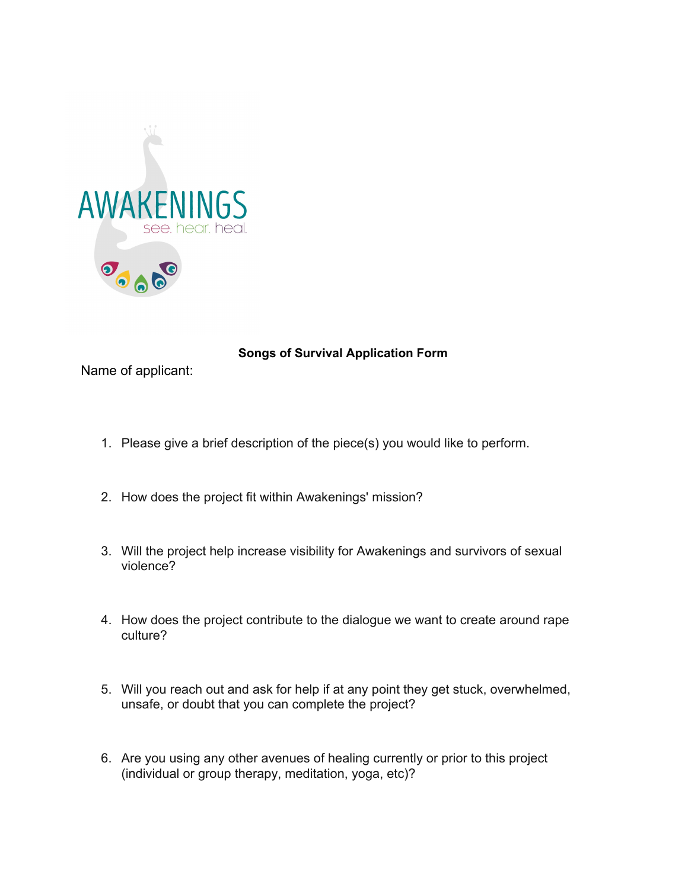AWAKENINGS

see. hear. heal.

**Songs of Survival Application Form**

Name of applicant:

1. Please give a brief description of the piece(s) you would like to perform.
2. How does the project fit within Awakenings' mission?
3. Will the project help increase visibility for Awakenings and survivors of sexual violence?
4. How does the project contribute to the dialogue we want to create around rape culture?
5. Will you reach out and ask for help if at any point they get stuck, overwhelmed, unsafe, or doubt that you can complete the project?
6. Are you using any other avenues of healing currently or prior to this project (individual or group therapy, meditation, yoga, etc)?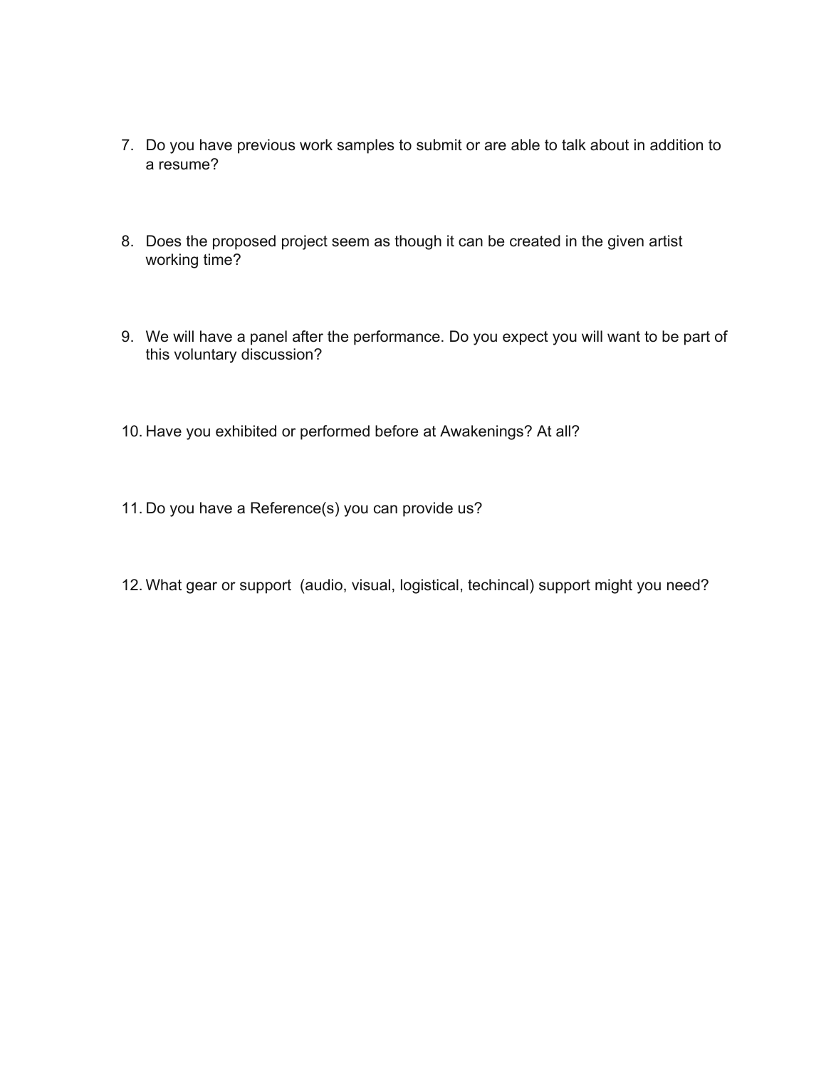7. Do you have previous work samples to submit or are able to talk about in addition to a resume?

8. Does the proposed project seem as though it can be created in the given artist working time?

9. We will have a panel after the performance. Do you expect you will want to be part of this voluntary discussion?

10. Have you exhibited or performed before at Awakenings? At all?

11. Do you have a Reference(s) you can provide us?

12. What gear or support  (audio, visual, logistical, techincal) support might you need?